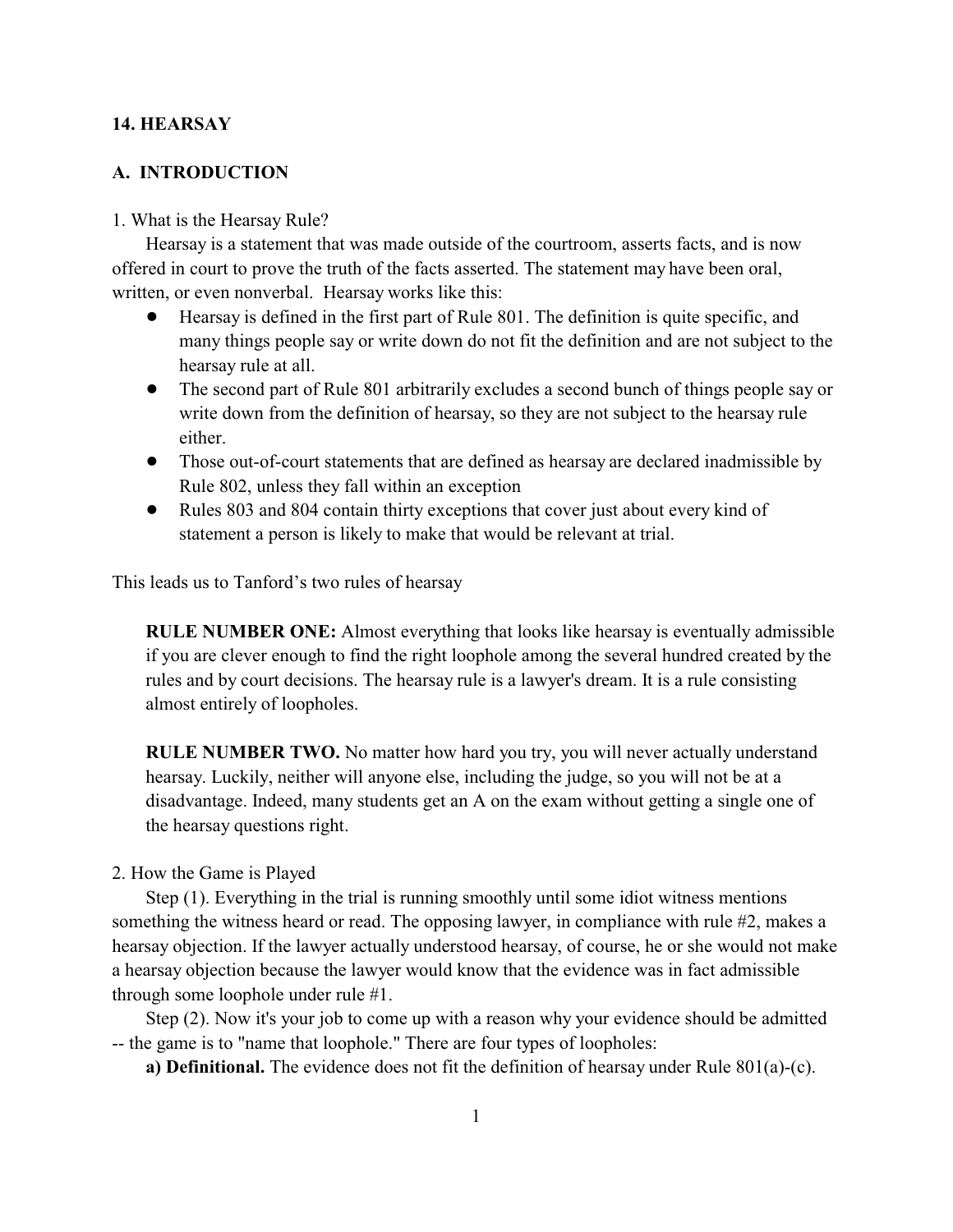## 14. HEARSAY

### A. INTRODUCTION

1. What is the Hearsay Rule?

Hearsay is a statement that was made outside of the courtroom, asserts facts, and is now offered in court to prove the truth of the facts asserted. The statement may have been oral, written, or even nonverbal. Hearsay works like this:

- Hearsay is defined in the first part of Rule 801. The definition is quite specific, and many things people say or write down do not fit the definition and are not subject to the hearsay rule at all.
- The second part of Rule 801 arbitrarily excludes a second bunch of things people say or write down from the definition of hearsay, so they are not subject to the hearsay rule either.
- Those out-of-court statements that are defined as hearsay are declared inadmissible by Rule 802, unless they fall within an exception
- Rules 803 and 804 contain thirty exceptions that cover just about every kind of statement a person is likely to make that would be relevant at trial.

This leads us to Tanford's two rules of hearsay

> **RULE NUMBER ONE:** Almost everything that looks like hearsay is eventually admissible if you are clever enough to find the right loophole among the several hundred created by the rules and by court decisions. The hearsay rule is a lawyer's dream. It is a rule consisting almost entirely of loopholes.
>
> **RULE NUMBER TWO.** No matter how hard you try, you will never actually understand hearsay. Luckily, neither will anyone else, including the judge, so you will not be at a disadvantage. Indeed, many students get an A on the exam without getting a single one of the hearsay questions right.

2. How the Game is Played

Step (1). Everything in the trial is running smoothly until some idiot witness mentions something the witness heard or read. The opposing lawyer, in compliance with rule #2, makes a hearsay objection. If the lawyer actually understood hearsay, of course, he or she would not make a hearsay objection because the lawyer would know that the evidence was in fact admissible through some loophole under rule #1.

Step (2). Now it's your job to come up with a reason why your evidence should be admitted -- the game is to "name that loophole." There are four types of loopholes:

**a) Definitional.** The evidence does not fit the definition of hearsay under Rule 801(a)-(c).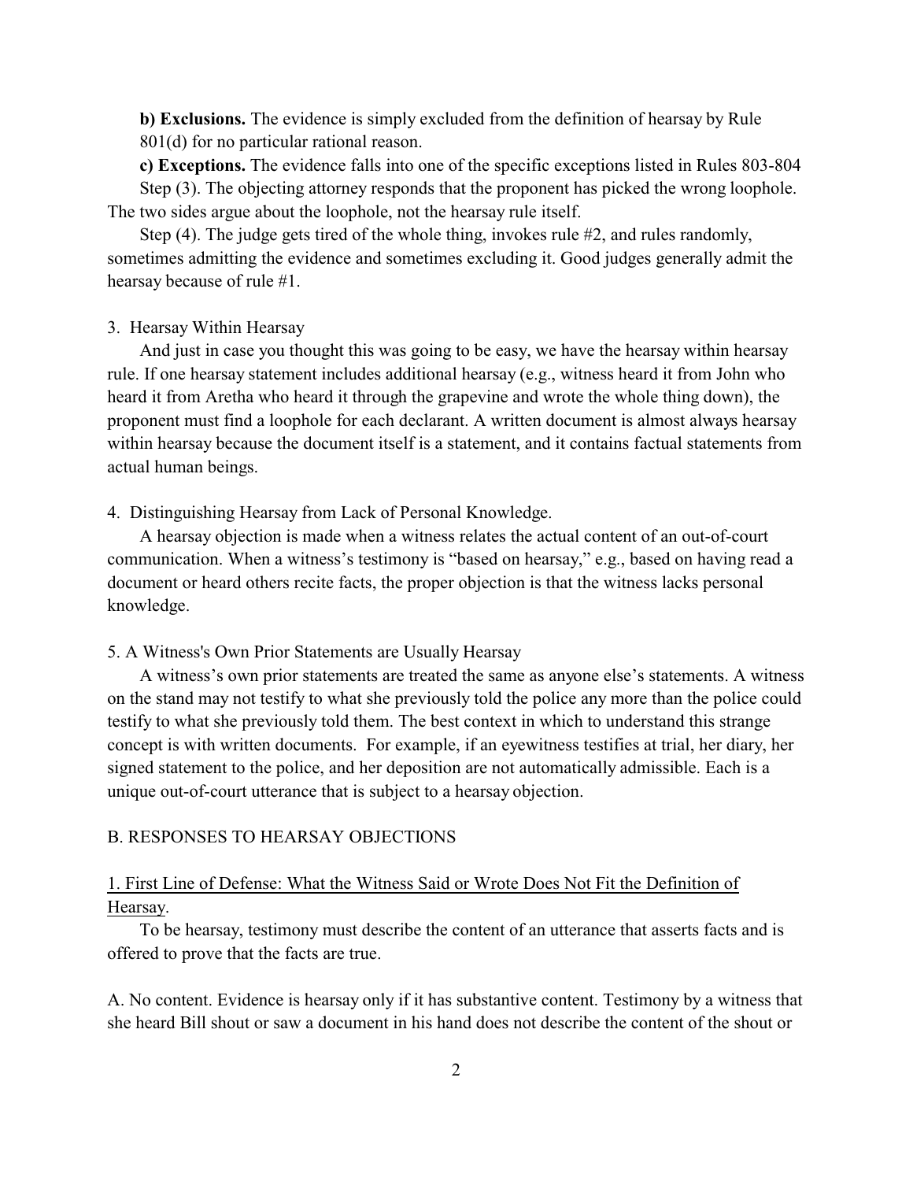**b) Exclusions.** The evidence is simply excluded from the definition of hearsay by Rule 801(d) for no particular rational reason.

**c) Exceptions.** The evidence falls into one of the specific exceptions listed in Rules 803-804

Step (3). The objecting attorney responds that the proponent has picked the wrong loophole. The two sides argue about the loophole, not the hearsay rule itself.

Step (4). The judge gets tired of the whole thing, invokes rule #2, and rules randomly, sometimes admitting the evidence and sometimes excluding it. Good judges generally admit the hearsay because of rule #1.

3. Hearsay Within Hearsay

And just in case you thought this was going to be easy, we have the hearsay within hearsay rule. If one hearsay statement includes additional hearsay (e.g., witness heard it from John who heard it from Aretha who heard it through the grapevine and wrote the whole thing down), the proponent must find a loophole for each declarant. A written document is almost always hearsay within hearsay because the document itself is a statement, and it contains factual statements from actual human beings.

4. Distinguishing Hearsay from Lack of Personal Knowledge.

A hearsay objection is made when a witness relates the actual content of an out-of-court communication. When a witness's testimony is "based on hearsay," e.g., based on having read a document or heard others recite facts, the proper objection is that the witness lacks personal knowledge.

5. A Witness's Own Prior Statements are Usually Hearsay

A witness's own prior statements are treated the same as anyone else's statements. A witness on the stand may not testify to what she previously told the police any more than the police could testify to what she previously told them. The best context in which to understand this strange concept is with written documents. For example, if an eyewitness testifies at trial, her diary, her signed statement to the police, and her deposition are not automatically admissible. Each is a unique out-of-court utterance that is subject to a hearsay objection.

B. RESPONSES TO HEARSAY OBJECTIONS

1. First Line of Defense: What the Witness Said or Wrote Does Not Fit the Definition of Hearsay.

To be hearsay, testimony must describe the content of an utterance that asserts facts and is offered to prove that the facts are true.

A. No content. Evidence is hearsay only if it has substantive content. Testimony by a witness that she heard Bill shout or saw a document in his hand does not describe the content of the shout or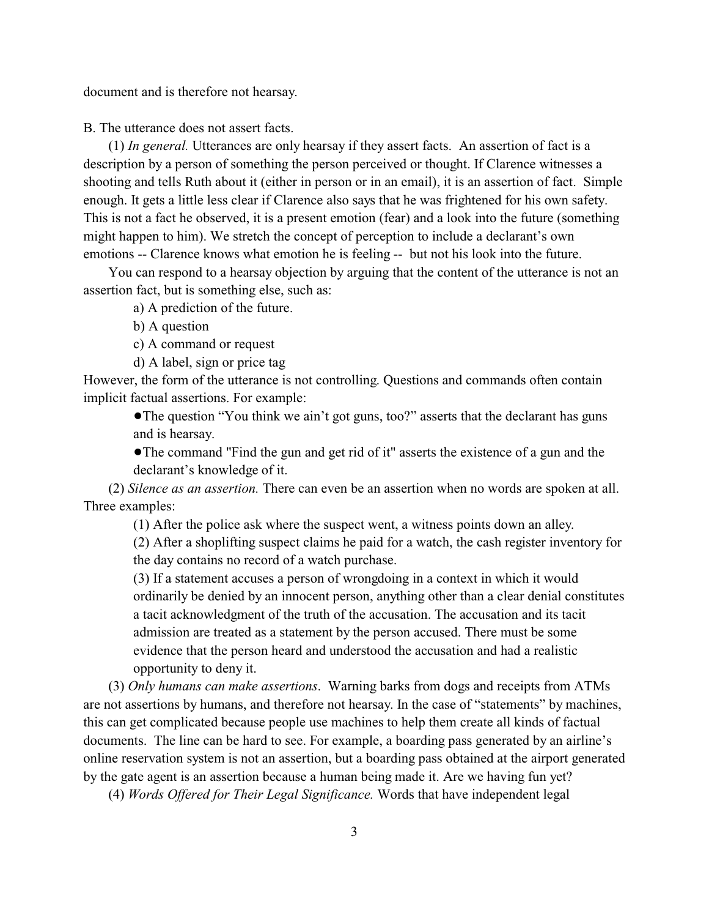document and is therefore not hearsay.

B. The utterance does not assert facts.

(1) *In general.* Utterances are only hearsay if they assert facts. An assertion of fact is a description by a person of something the person perceived or thought. If Clarence witnesses a shooting and tells Ruth about it (either in person or in an email), it is an assertion of fact. Simple enough. It gets a little less clear if Clarence also says that he was frightened for his own safety. This is not a fact he observed, it is a present emotion (fear) and a look into the future (something might happen to him). We stretch the concept of perception to include a declarant's own emotions -- Clarence knows what emotion he is feeling -- but not his look into the future.

You can respond to a hearsay objection by arguing that the content of the utterance is not an assertion fact, but is something else, such as:

a) A prediction of the future.

b) A question

c) A command or request

d) A label, sign or price tag

However, the form of the utterance is not controlling. Questions and commands often contain implicit factual assertions. For example:

- The question "You think we ain't got guns, too?" asserts that the declarant has guns and is hearsay.
- The command "Find the gun and get rid of it" asserts the existence of a gun and the declarant's knowledge of it.

(2) *Silence as an assertion.* There can even be an assertion when no words are spoken at all. Three examples:

(1) After the police ask where the suspect went, a witness points down an alley.

(2) After a shoplifting suspect claims he paid for a watch, the cash register inventory for the day contains no record of a watch purchase.

(3) If a statement accuses a person of wrongdoing in a context in which it would ordinarily be denied by an innocent person, anything other than a clear denial constitutes a tacit acknowledgment of the truth of the accusation. The accusation and its tacit admission are treated as a statement by the person accused. There must be some evidence that the person heard and understood the accusation and had a realistic opportunity to deny it.

(3) *Only humans can make assertions*. Warning barks from dogs and receipts from ATMs are not assertions by humans, and therefore not hearsay. In the case of "statements" by machines, this can get complicated because people use machines to help them create all kinds of factual documents. The line can be hard to see. For example, a boarding pass generated by an airline's online reservation system is not an assertion, but a boarding pass obtained at the airport generated by the gate agent is an assertion because a human being made it. Are we having fun yet?

(4) *Words Offered for Their Legal Significance.* Words that have independent legal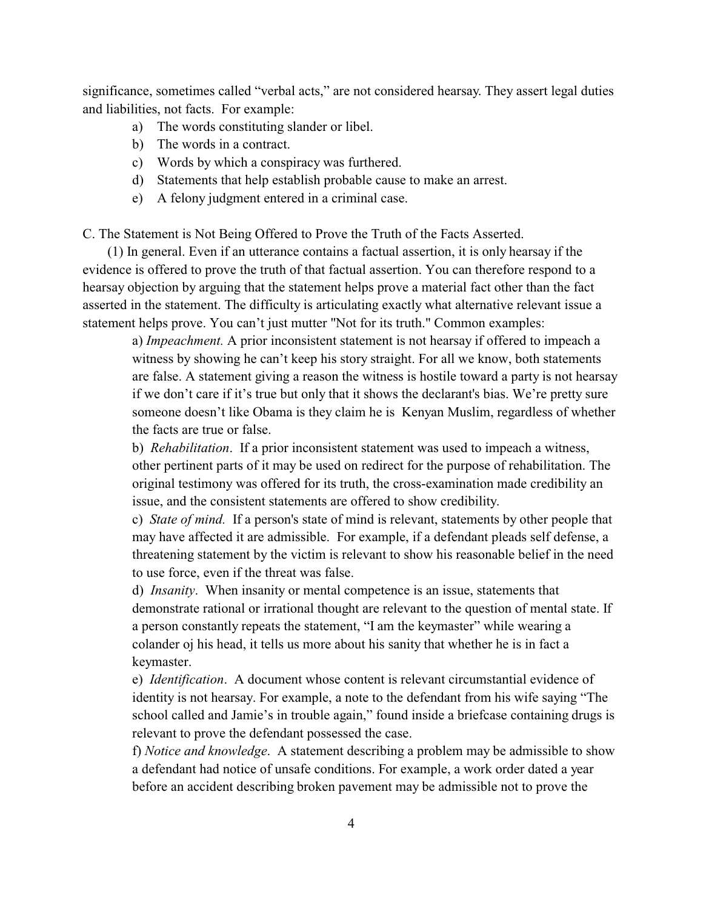significance, sometimes called "verbal acts," are not considered hearsay. They assert legal duties and liabilities, not facts. For example:

- a) The words constituting slander or libel.
- b) The words in a contract.
- c) Words by which a conspiracy was furthered.
- d) Statements that help establish probable cause to make an arrest.
- e) A felony judgment entered in a criminal case.

C. The Statement is Not Being Offered to Prove the Truth of the Facts Asserted.

(1) In general. Even if an utterance contains a factual assertion, it is only hearsay if the evidence is offered to prove the truth of that factual assertion. You can therefore respond to a hearsay objection by arguing that the statement helps prove a material fact other than the fact asserted in the statement. The difficulty is articulating exactly what alternative relevant issue a statement helps prove. You can't just mutter "Not for its truth." Common examples:

a) *Impeachment.* A prior inconsistent statement is not hearsay if offered to impeach a witness by showing he can't keep his story straight. For all we know, both statements are false. A statement giving a reason the witness is hostile toward a party is not hearsay if we don't care if it's true but only that it shows the declarant's bias. We're pretty sure someone doesn't like Obama is they claim he is Kenyan Muslim, regardless of whether the facts are true or false.

b) *Rehabilitation*. If a prior inconsistent statement was used to impeach a witness, other pertinent parts of it may be used on redirect for the purpose of rehabilitation. The original testimony was offered for its truth, the cross-examination made credibility an issue, and the consistent statements are offered to show credibility.

c) *State of mind.* If a person's state of mind is relevant, statements by other people that may have affected it are admissible. For example, if a defendant pleads self defense, a threatening statement by the victim is relevant to show his reasonable belief in the need to use force, even if the threat was false.

d) *Insanity*. When insanity or mental competence is an issue, statements that demonstrate rational or irrational thought are relevant to the question of mental state. If a person constantly repeats the statement, "I am the keymaster" while wearing a colander oj his head, it tells us more about his sanity that whether he is in fact a keymaster.

e) *Identification*. A document whose content is relevant circumstantial evidence of identity is not hearsay. For example, a note to the defendant from his wife saying "The school called and Jamie's in trouble again," found inside a briefcase containing drugs is relevant to prove the defendant possessed the case.

f) *Notice and knowledge*. A statement describing a problem may be admissible to show a defendant had notice of unsafe conditions. For example, a work order dated a year before an accident describing broken pavement may be admissible not to prove the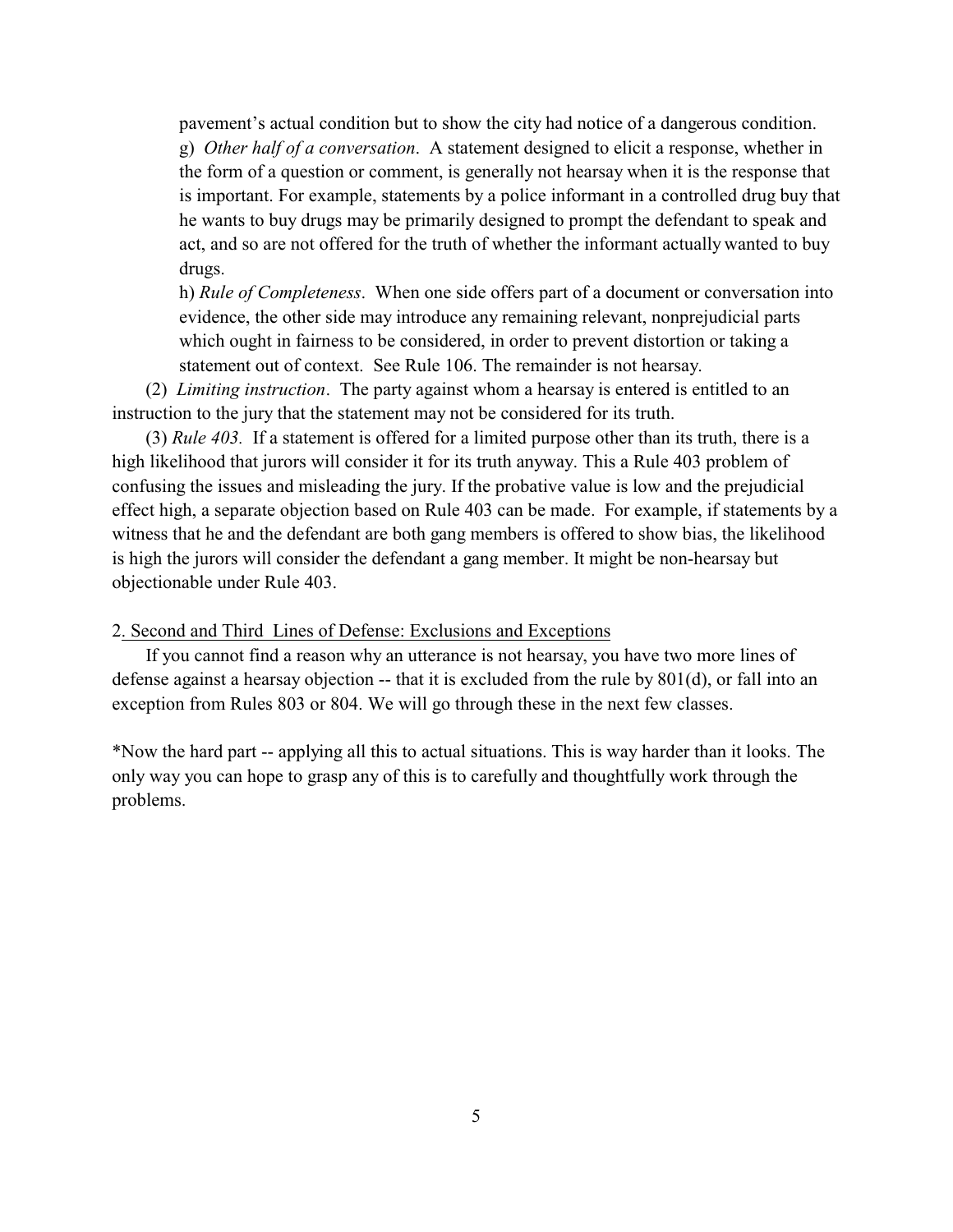pavement's actual condition but to show the city had notice of a dangerous condition.

g) *Other half of a conversation*. A statement designed to elicit a response, whether in the form of a question or comment, is generally not hearsay when it is the response that is important. For example, statements by a police informant in a controlled drug buy that he wants to buy drugs may be primarily designed to prompt the defendant to speak and act, and so are not offered for the truth of whether the informant actually wanted to buy drugs.

h) *Rule of Completeness*. When one side offers part of a document or conversation into evidence, the other side may introduce any remaining relevant, nonprejudicial parts which ought in fairness to be considered, in order to prevent distortion or taking a statement out of context. See Rule 106. The remainder is not hearsay.

(2) *Limiting instruction*. The party against whom a hearsay is entered is entitled to an instruction to the jury that the statement may not be considered for its truth.

(3) *Rule 403.* If a statement is offered for a limited purpose other than its truth, there is a high likelihood that jurors will consider it for its truth anyway. This a Rule 403 problem of confusing the issues and misleading the jury. If the probative value is low and the prejudicial effect high, a separate objection based on Rule 403 can be made. For example, if statements by a witness that he and the defendant are both gang members is offered to show bias, the likelihood is high the jurors will consider the defendant a gang member. It might be non-hearsay but objectionable under Rule 403.

2. <u>Second and Third Lines of Defense: Exclusions and Exceptions</u>

If you cannot find a reason why an utterance is not hearsay, you have two more lines of defense against a hearsay objection -- that it is excluded from the rule by 801(d), or fall into an exception from Rules 803 or 804. We will go through these in the next few classes.

*Now the hard part -- applying all this to actual situations. This is way harder than it looks. The only way you can hope to grasp any of this is to carefully and thoughtfully work through the problems.